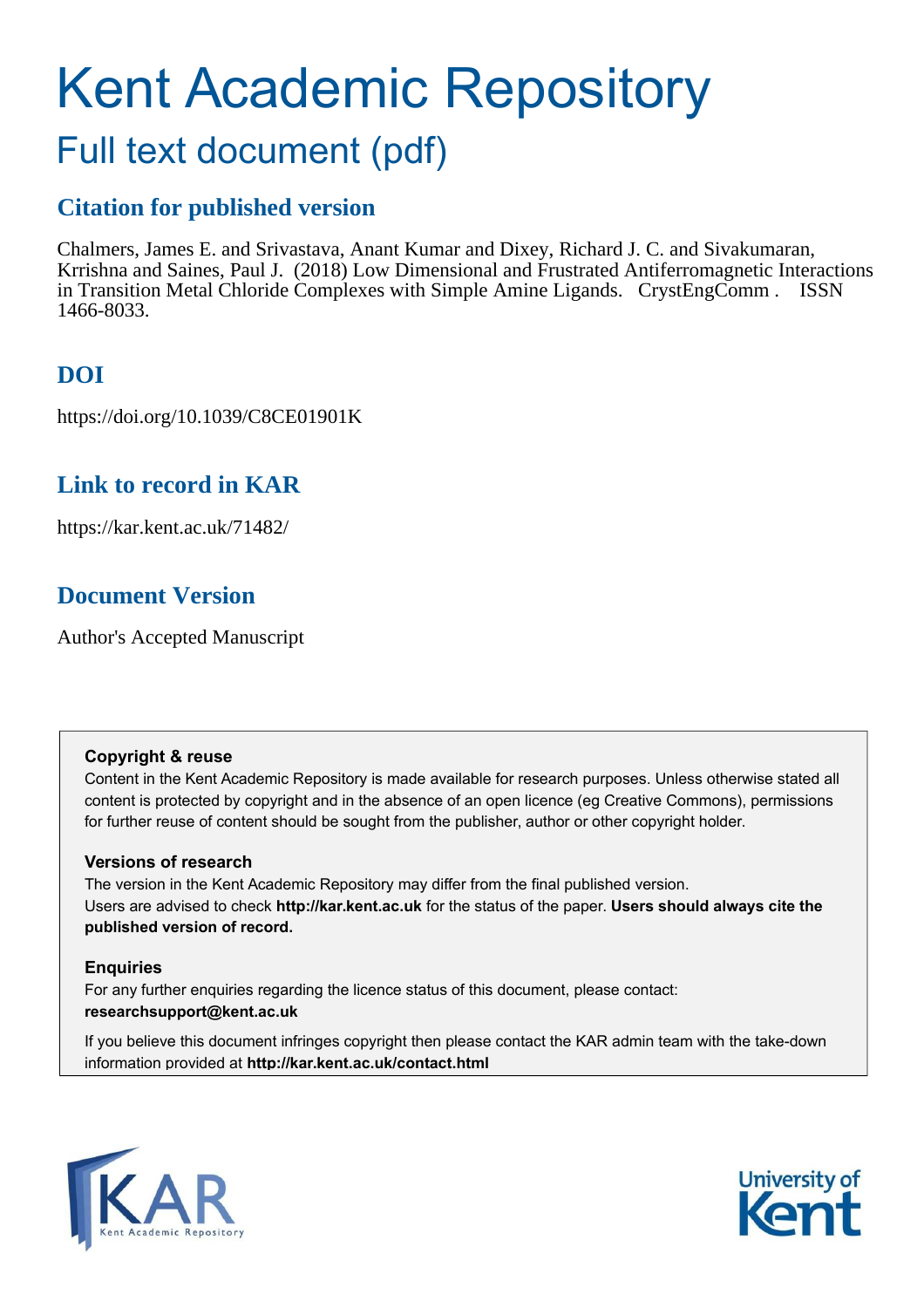# Kent Academic Repository

## Full text document (pdf)

## Citation for published version

Chalmers, James E. and Srivastava, Anant Kumar and Dixey, Richard J. C. and Sivakumaran, Krrishna and Saines, Paul J. (2018) Low Dimensional and Frustrated Antiferromagnetic Interactions in Transition Metal Chloride Complexes with Simple Amine Ligands. CrystEngComm . ISSN 1466-8033.

## DOI

https://doi.org/10.1039/C8CE01901K

## Link to record in KAR

https://kar.kent.ac.uk/71482/

## Document Version

Author's Accepted Manuscript

**Copyright & reuse**

Content in the Kent Academic Repository is made available for research purposes. Unless otherwise stated all content is protected by copyright and in the absence of an open licence (eg Creative Commons), permissions for further reuse of content should be sought from the publisher, author or other copyright holder.

**Versions of research**

The version in the Kent Academic Repository may differ from the final published version. Users are advised to check **http://kar.kent.ac.uk** for the status of the paper. **Users should always cite the published version of record.**

**Enquiries**

For any further enquiries regarding the licence status of this document, please contact: **researchsupport@kent.ac.uk**

If you believe this document infringes copyright then please contact the KAR admin team with the take-down information provided at **http://kar.kent.ac.uk/contact.html**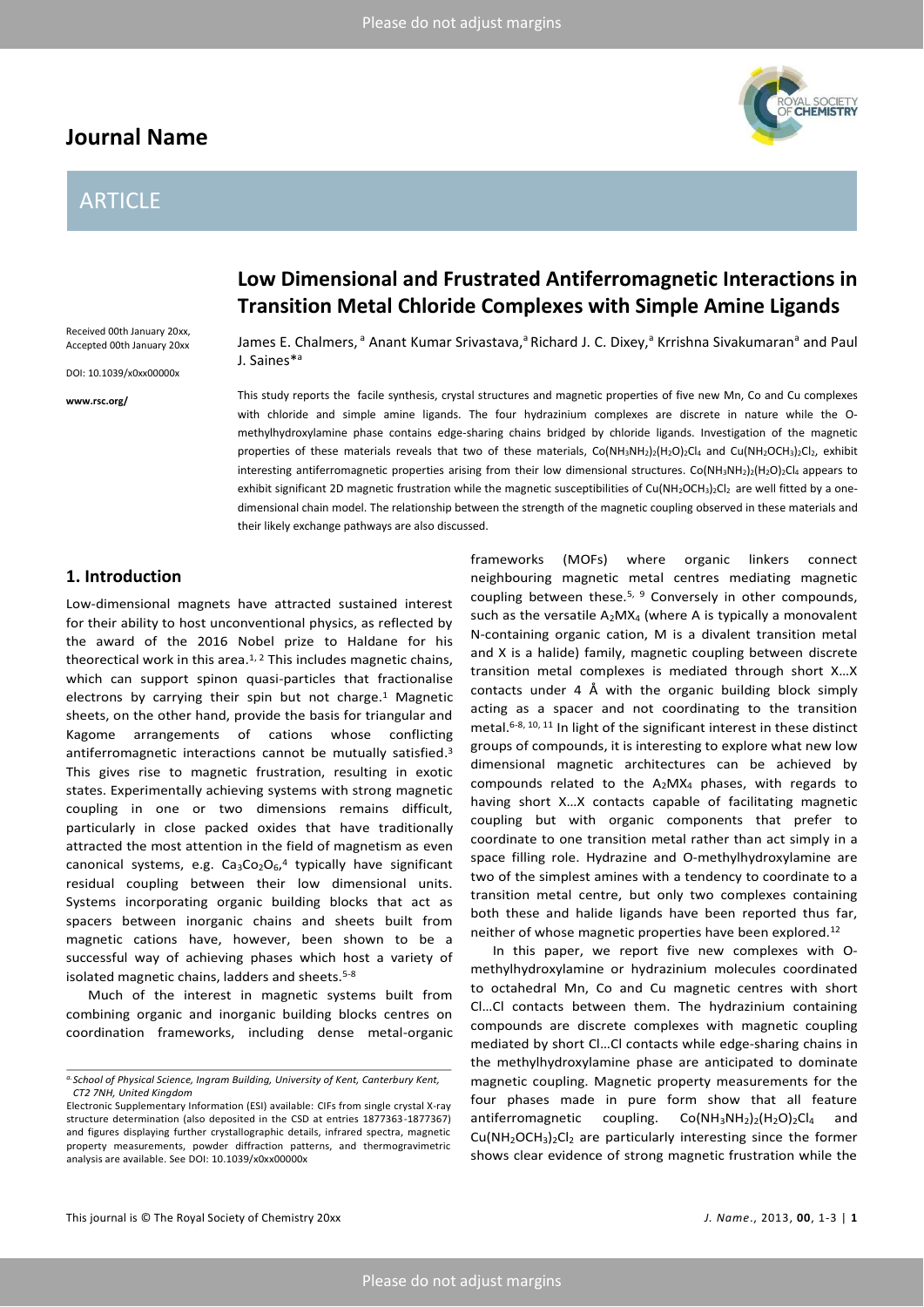# Low Dimensional and Frustrated Antiferromagnetic Interactions in Transition Metal Chloride Complexes with Simple Amine Ligands

Received 00th January 20xx, Accepted 00th January 20xx

DOI: 10.1039/x0xx00000x

www.rsc.org/

James E. Chalmers,[a] Anant Kumar Srivastava,[a] Richard J. C. Dixey,[a] Krrishna Sivakumaran[a] and Paul J. Saines*[a]

This study reports the facile synthesis, crystal structures and magnetic properties of five new Mn, Co and Cu complexes with chloride and simple amine ligands. The four hydrazinium complexes are discrete in nature while the O-methylhydroxylamine phase contains edge-sharing chains bridged by chloride ligands. Investigation of the magnetic properties of these materials reveals that two of these materials, $Co(NH_3NH_2)_2(H_2O)_2Cl_4$ and $Cu(NH_2OCH_3)_2Cl_2$, exhibit interesting antiferromagnetic properties arising from their low dimensional structures. $Co(NH_3NH_2)_2(H_2O)_2Cl_4$ appears to exhibit significant 2D magnetic frustration while the magnetic susceptibilities of $Cu(NH_2OCH_3)_2Cl_2$ are well fitted by a one-dimensional chain model. The relationship between the strength of the magnetic coupling observed in these materials and their likely exchange pathways are also discussed.

## 1. Introduction

Low-dimensional magnets have attracted sustained interest for their ability to host unconventional physics, as reflected by the award of the 2016 Nobel prize to Haldane for his theorectical work in this area.[1, 2] This includes magnetic chains, which can support spinon quasi-particles that fractionalise electrons by carrying their spin but not charge.[1] Magnetic sheets, on the other hand, provide the basis for triangular and Kagome arrangements of cations whose conflicting antiferromagnetic interactions cannot be mutually satisfied.[3] This gives rise to magnetic frustration, resulting in exotic states. Experimentally achieving systems with strong magnetic coupling in one or two dimensions remains difficult, particularly in close packed oxides that have traditionally attracted the most attention in the field of magnetism as even canonical systems, e.g. $Ca_3Co_2O_6$,[4] typically have significant residual coupling between their low dimensional units. Systems incorporating organic building blocks that act as spacers between inorganic chains and sheets built from magnetic cations have, however, been shown to be a successful way of achieving phases which host a variety of isolated magnetic chains, ladders and sheets.[5-8]

Much of the interest in magnetic systems built from combining organic and inorganic building blocks centres on coordination frameworks, including dense metal-organic frameworks (MOFs) where organic linkers connect neighbouring magnetic metal centres mediating magnetic coupling between these.[5, 9] Conversely in other compounds, such as the versatile $A_2MX_4$ (where A is typically a monovalent N-containing organic cation, M is a divalent transition metal and X is a halide) family, magnetic coupling between discrete transition metal complexes is mediated through short X…X contacts under 4 Å with the organic building block simply acting as a spacer and not coordinating to the transition metal.[6-8, 10, 11] In light of the significant interest in these distinct groups of compounds, it is interesting to explore what new low dimensional magnetic architectures can be achieved by compounds related to the $A_2MX_4$ phases, with regards to having short X…X contacts capable of facilitating magnetic coupling but with organic components that prefer to coordinate to one transition metal rather than act simply in a space filling role. Hydrazine and O-methylhydroxylamine are two of the simplest amines with a tendency to coordinate to a transition metal centre, but only two complexes containing both these and halide ligands have been reported thus far, neither of whose magnetic properties have been explored.[12]

In this paper, we report five new complexes with O-methylhydroxylamine or hydrazinium molecules coordinated to octahedral Mn, Co and Cu magnetic centres with short Cl…Cl contacts between them. The hydrazinium containing compounds are discrete complexes with magnetic coupling mediated by short Cl…Cl contacts while edge-sharing chains in the methylhydroxylamine phase are anticipated to dominate magnetic coupling. Magnetic property measurements for the four phases made in pure form show that all feature antiferromagnetic coupling. $Co(NH_3NH_2)_2(H_2O)_2Cl_4$ and $Cu(NH_2OCH_3)_2Cl_2$ are particularly interesting since the former shows clear evidence of strong magnetic frustration while the

---

[a] School of Physical Science, Ingram Building, University of Kent, Canterbury Kent, CT2 7NH, United Kingdom

Electronic Supplementary Information (ESI) available: CIFs from single crystal X-ray structure determination (also deposited in the CSD at entries 1877363-1877367) and figures displaying further crystallographic details, infrared spectra, magnetic property measurements, powder diffraction patterns, and thermogravimetric analysis are available. See DOI: 10.1039/x0xx00000x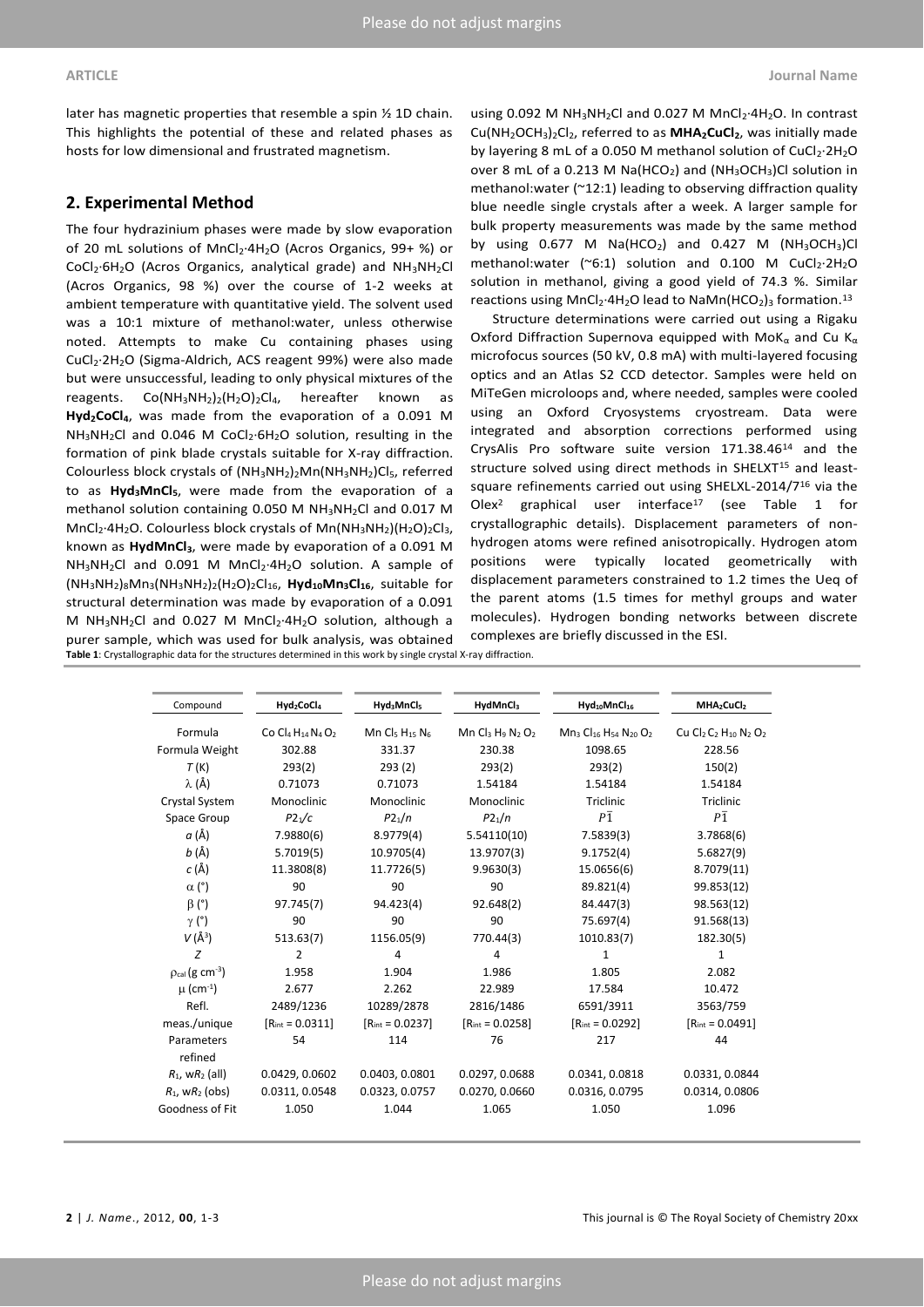later has magnetic properties that resemble a spin ½ 1D chain. This highlights the potential of these and related phases as hosts for low dimensional and frustrated magnetism.

## 2. Experimental Method

The four hydrazinium phases were made by slow evaporation of 20 mL solutions of $MnCl_2{\cdot}4H_2O$ (Acros Organics, 99+ %) or $CoCl_2{\cdot}6H_2O$ (Acros Organics, analytical grade) and $NH_3NH_2Cl$ (Acros Organics, 98 %) over the course of 1-2 weeks at ambient temperature with quantitative yield. The solvent used was a 10:1 mixture of methanol:water, unless otherwise noted. Attempts to make Cu containing phases using $CuCl_2{\cdot}2H_2O$ (Sigma-Aldrich, ACS reagent 99%) were also made but were unsuccessful, leading to only physical mixtures of the reagents. $Co(NH_3NH_2)_2(H_2O)_2Cl_4$, hereafter known as **$Hyd_2CoCl_4$**, was made from the evaporation of a 0.091 M $NH_3NH_2Cl$ and 0.046 M $CoCl_2{\cdot}6H_2O$ solution, resulting in the formation of pink blade crystals suitable for X-ray diffraction. Colourless block crystals of $(NH_3NH_2)_2Mn(NH_3NH_2)Cl_5$, referred to as **$Hyd_3MnCl_5$**, were made from the evaporation of a methanol solution containing 0.050 M $NH_3NH_2Cl$ and 0.017 M $MnCl_2{\cdot}4H_2O$. Colourless block crystals of $Mn(NH_3NH_2)(H_2O)_2Cl_3$, known as **$HydMnCl_3$**, were made by evaporation of a 0.091 M $NH_3NH_2Cl$ and 0.091 M $MnCl_2{\cdot}4H_2O$ solution. A sample of $(NH_3NH_2)_8Mn_3(NH_3NH_2)_2(H_2O)_2Cl_{16}$, **$Hyd_{10}Mn_3Cl_{16}$**, suitable for structural determination was made by evaporation of a 0.091 M $NH_3NH_2Cl$ and 0.027 M $MnCl_2{\cdot}4H_2O$ solution, although a purer sample, which was used for bulk analysis, was obtained using 0.092 M $NH_3NH_2Cl$ and 0.027 M $MnCl_2{\cdot}4H_2O$. In contrast $Cu(NH_2OCH_3)_2Cl_2$, referred to as **$MHA_2CuCl_2$**, was initially made by layering 8 mL of a 0.050 M methanol solution of $CuCl_2{\cdot}2H_2O$ over 8 mL of a 0.213 M $Na(HCO_2)$ and $(NH_3OCH_3)Cl$ solution in methanol:water (~12:1) leading to observing diffraction quality blue needle single crystals after a week. A larger sample for bulk property measurements was made by the same method by using 0.677 M $Na(HCO_2)$ and 0.427 M $(NH_3OCH_3)Cl$ methanol:water (~6:1) solution and 0.100 M $CuCl_2{\cdot}2H_2O$ solution in methanol, giving a good yield of 74.3 %. Similar reactions using $MnCl_2{\cdot}4H_2O$ lead to $NaMn(HCO_2)_3$ formation.[13]

Structure determinations were carried out using a Rigaku Oxford Diffraction Supernova equipped with Mo$K_\alpha$ and Cu $K_\alpha$ microfocus sources (50 kV, 0.8 mA) with multi-layered focusing optics and an Atlas S2 CCD detector. Samples were held on MiTeGen microloops and, where needed, samples were cooled using an Oxford Cryosystems cryostream. Data were integrated and absorption corrections performed using CrysAlis Pro software suite version 171.38.46[14] and the structure solved using direct methods in SHELXT[15] and least-square refinements carried out using SHELXL-2014/7[16] via the Olex[2] graphical user interface[17] (see Table 1 for crystallographic details). Displacement parameters of non-hydrogen atoms were refined anisotropically. Hydrogen atom positions were typically located geometrically with displacement parameters constrained to 1.2 times the Ueq of the parent atoms (1.5 times for methyl groups and water molecules). Hydrogen bonding networks between discrete complexes are briefly discussed in the ESI.

**Table 1**: Crystallographic data for the structures determined in this work by single crystal X-ray diffraction.

| Compound | $Hyd_2CoCl_4$ | $Hyd_3MnCl_5$ | $HydMnCl_3$ | $Hyd_{10}MnCl_{16}$ | $MHA_2CuCl_2$ |
|---|---|---|---|---|---|
| Formula | Co $Cl_4$ $H_{14}$ $N_4$ $O_2$ | Mn $Cl_5$ $H_{15}$ $N_6$ | Mn $Cl_3$ $H_9$ $N_2$ $O_2$ | $Mn_3$ $Cl_{16}$ $H_{54}$ $N_{20}$ $O_2$ | Cu $Cl_2$ $C_2$ $H_{10}$ $N_2$ $O_2$ |
| Formula Weight | 302.88 | 331.37 | 230.38 | 1098.65 | 228.56 |
| $T$ (K) | 293(2) | 293 (2) | 293(2) | 293(2) | 150(2) |
| $\lambda$ (Å) | 0.71073 | 0.71073 | 1.54184 | 1.54184 | 1.54184 |
| Crystal System | Monoclinic | Monoclinic | Monoclinic | Triclinic | Triclinic |
| Space Group | $P2_1/c$ | $P2_1/n$ | $P2_1/n$ | $P\bar{1}$ | $P\bar{1}$ |
| $a$ (Å) | 7.9880(6) | 8.9779(4) | 5.54110(10) | 7.5839(3) | 3.7868(6) |
| $b$ (Å) | 5.7019(5) | 10.9705(4) | 13.9707(3) | 9.1752(4) | 5.6827(9) |
| $c$ (Å) | 11.3808(8) | 11.7726(5) | 9.9630(3) | 15.0656(6) | 8.7079(11) |
| $\alpha$ (°) | 90 | 90 | 90 | 89.821(4) | 99.853(12) |
| $\beta$ (°) | 97.745(7) | 94.423(4) | 92.648(2) | 84.447(3) | 98.563(12) |
| $\gamma$ (°) | 90 | 90 | 90 | 75.697(4) | 91.568(13) |
| $V$ (Å$^3$) | 513.63(7) | 1156.05(9) | 770.44(3) | 1010.83(7) | 182.30(5) |
| $Z$ | 2 | 4 | 4 | 1 | 1 |
| $\rho_{cal}$ (g cm$^{-3}$) | 1.958 | 1.904 | 1.986 | 1.805 | 2.082 |
| $\mu$ (cm$^{-1}$) | 2.677 | 2.262 | 22.989 | 17.584 | 10.472 |
| Refl. meas./unique | 2489/1236 [$R_{int}$ = 0.0311] | 10289/2878 [$R_{int}$ = 0.0237] | 2816/1486 [$R_{int}$ = 0.0258] | 6591/3911 [$R_{int}$ = 0.0292] | 3563/759 [$R_{int}$ = 0.0491] |
| Parameters refined | 54 | 114 | 76 | 217 | 44 |
| $R_1$, w$R_2$ (all) | 0.0429, 0.0602 | 0.0403, 0.0801 | 0.0297, 0.0688 | 0.0341, 0.0818 | 0.0331, 0.0844 |
| $R_1$, w$R_2$ (obs) | 0.0311, 0.0548 | 0.0323, 0.0757 | 0.0270, 0.0660 | 0.0316, 0.0795 | 0.0314, 0.0806 |
| Goodness of Fit | 1.050 | 1.044 | 1.065 | 1.050 | 1.096 |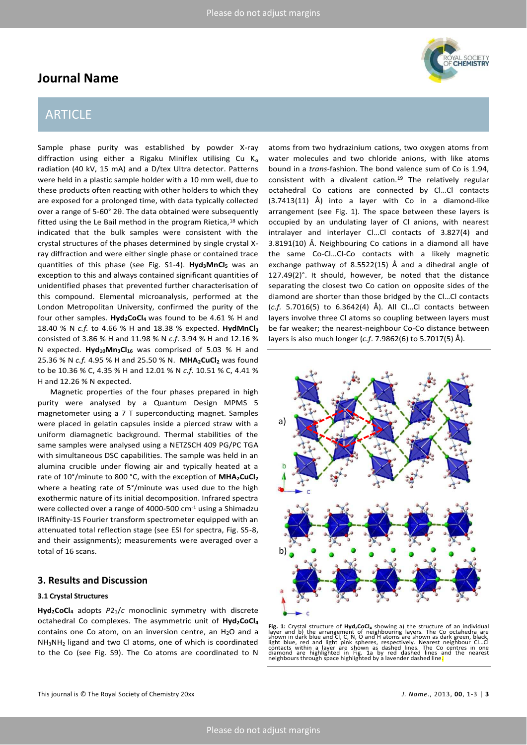Sample phase purity was established by powder X-ray diffraction using either a Rigaku Miniflex utilising Cu $K_\alpha$ radiation (40 kV, 15 mA) and a D/tex Ultra detector. Patterns were held in a plastic sample holder with a 10 mm well, due to these products often reacting with other holders to which they are exposed for a prolonged time, with data typically collected over a range of 5-60° 2θ. The data obtained were subsequently fitted using the Le Bail method in the program Rietica,[18] which indicated that the bulk samples were consistent with the crystal structures of the phases determined by single crystal X-ray diffraction and were either single phase or contained trace quantities of this phase (see Fig. S1-4). **$Hyd_3MnCl_5$** was an exception to this and always contained significant quantities of unidentified phases that prevented further characterisation of this compound. Elemental microanalysis, performed at the London Metropolitan University, confirmed the purity of the four other samples. **$Hyd_2CoCl_4$** was found to be 4.61 % H and 18.40 % N *c.f.* to 4.66 % H and 18.38 % expected. **$HydMnCl_3$** consisted of 3.86 % H and 11.98 % N *c.f.* 3.94 % H and 12.16 % N expected. **$Hyd_{10}Mn_3Cl_{16}$** was comprised of 5.03 % H and 25.36 % N *c.f.* 4.95 % H and 25.50 % N. **$MHA_2CuCl_2$** was found to be 10.36 % C, 4.35 % H and 12.01 % N *c.f.* 10.51 % C, 4.41 % H and 12.26 % N expected.

Magnetic properties of the four phases prepared in high purity were analysed by a Quantum Design MPMS 5 magnetometer using a 7 T superconducting magnet. Samples were placed in gelatin capsules inside a pierced straw with a uniform diamagnetic background. Thermal stabilities of the same samples were analysed using a NETZSCH 409 PG/PC TGA with simultaneous DSC capabilities. The sample was held in an alumina crucible under flowing air and typically heated at a rate of 10°/minute to 800 °C, with the exception of **$MHA_2CuCl_2$** where a heating rate of 5°/minute was used due to the high exothermic nature of its initial decomposition. Infrared spectra were collected over a range of 4000-500 $cm^{-1}$ using a Shimadzu IRAffinity-1S Fourier transform spectrometer equipped with an attenuated total reflection stage (see ESI for spectra, Fig. S5-8, and their assignments); measurements were averaged over a total of 16 scans.

## 3. Results and Discussion

### 3.1 Crystal Structures

**$Hyd_2CoCl_4$** adopts $P2_1/c$ monoclinic symmetry with discrete octahedral Co complexes. The asymmetric unit of **$Hyd_2CoCl_4$** contains one Co atom, on an inversion centre, an $H_2O$ and a $NH_3NH_2$ ligand and two Cl atoms, one of which is coordinated to the Co (see Fig. S9). The Co atoms are coordinated to N atoms from two hydrazinium cations, two oxygen atoms from water molecules and two chloride anions, with like atoms bound in a *trans*-fashion. The bond valence sum of Co is 1.94, consistent with a divalent cation.[19] The relatively regular octahedral Co cations are connected by Cl…Cl contacts (3.7413(11) Å) into a layer with Co in a diamond-like arrangement (see Fig. 1). The space between these layers is occupied by an undulating layer of Cl anions, with nearest intralayer and interlayer Cl…Cl contacts of 3.827(4) and 3.8191(10) Å. Neighbouring Co cations in a diamond all have the same Co-Cl…Cl-Co contacts with a likely magnetic exchange pathway of 8.5522(15) Å and a dihedral angle of 127.49(2)°. It should, however, be noted that the distance separating the closest two Co cation on opposite sides of the diamond are shorter than those bridged by the Cl…Cl contacts (*c.f.* 5.7016(5) to 6.3642(4) Å). All Cl…Cl contacts between layers involve three Cl atoms so coupling between layers must be far weaker; the nearest-neighbour Co-Co distance between layers is also much longer (*c.f.* 7.9862(6) to 5.7017(5) Å).

**Fig. 1:** Crystal structure of **$Hyd_2CoCl_4$** showing a) the structure of an individual layer and b) the arrangement of neighbouring layers. The Co octahedra are shown in dark blue and Cl, C, N, O and H atoms are shown as dark green, black, light blue, red and light pink spheres, respectively. Nearest neighbour Cl…Cl contacts within a layer are shown as dashed lines. The Co centres in one diamond are highlighted in Fig. 1a by red dashed lines and the nearest neighbours through space highlighted by a lavender dashed line.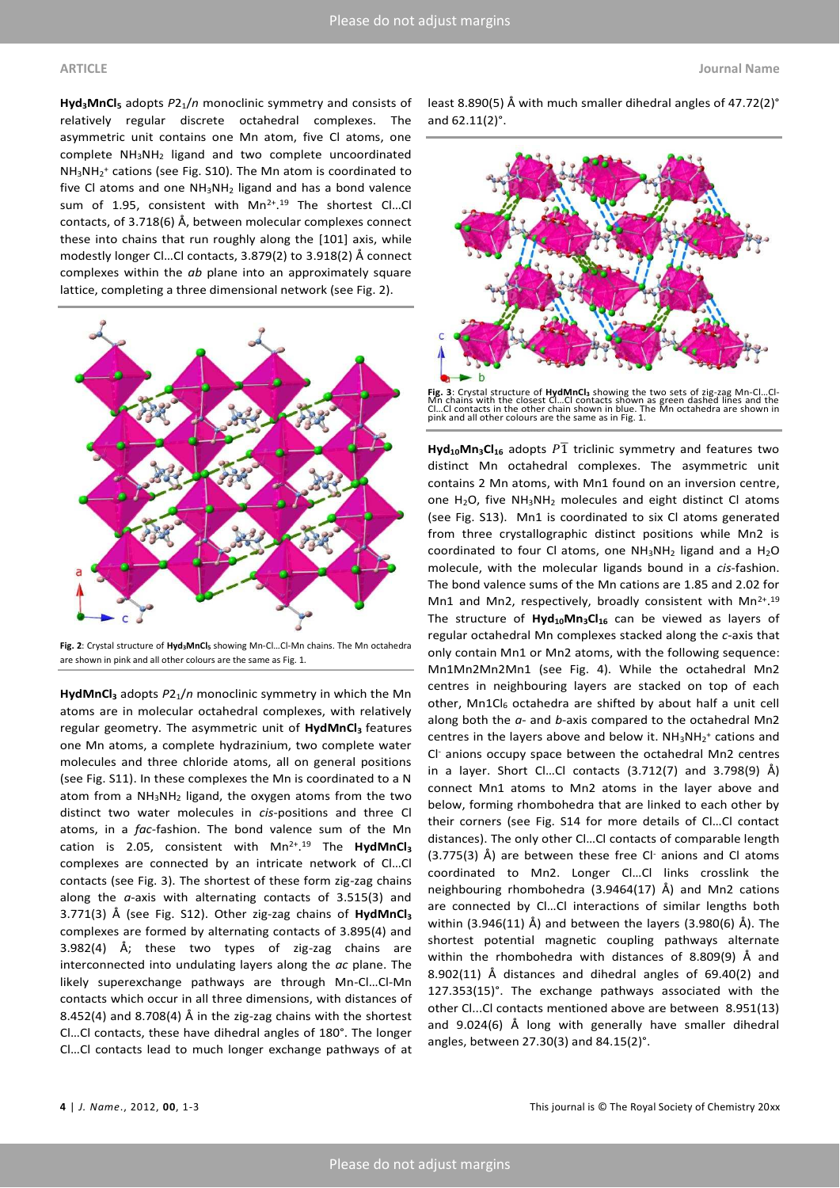**$Hyd_3MnCl_5$** adopts $P2_1/n$ monoclinic symmetry and consists of relatively regular discrete octahedral complexes. The asymmetric unit contains one Mn atom, five Cl atoms, one complete $NH_3NH_2$ ligand and two complete uncoordinated $NH_3NH_2^+$ cations (see Fig. S10). The Mn atom is coordinated to five Cl atoms and one $NH_3NH_2$ ligand and has a bond valence sum of 1.95, consistent with $Mn^{2+}$.[19] The shortest Cl…Cl contacts, of 3.718(6) Å, between molecular complexes connect these into chains that run roughly along the [101] axis, while modestly longer Cl…Cl contacts, 3.879(2) to 3.918(2) Å connect complexes within the *ab* plane into an approximately square lattice, completing a three dimensional network (see Fig. 2).

**Fig. 2**: Crystal structure of **$Hyd_3MnCl_5$** showing Mn-Cl…Cl-Mn chains. The Mn octahedra are shown in pink and all other colours are the same as Fig. 1.

**$HydMnCl_3$** adopts $P2_1/n$ monoclinic symmetry in which the Mn atoms are in molecular octahedral complexes, with relatively regular geometry. The asymmetric unit of **$HydMnCl_3$** features one Mn atoms, a complete hydrazinium, two complete water molecules and three chloride atoms, all on general positions (see Fig. S11). In these complexes the Mn is coordinated to a N atom from a $NH_3NH_2$ ligand, the oxygen atoms from the two distinct two water molecules in *cis*-positions and three Cl atoms, in a *fac*-fashion. The bond valence sum of the Mn cation is 2.05, consistent with $Mn^{2+}$.[19] The **$HydMnCl_3$** complexes are connected by an intricate network of Cl…Cl contacts (see Fig. 3). The shortest of these form zig-zag chains along the *a*-axis with alternating contacts of 3.515(3) and 3.771(3) Å (see Fig. S12). Other zig-zag chains of **$HydMnCl_3$** complexes are formed by alternating contacts of 3.895(4) and 3.982(4) Å; these two types of zig-zag chains are interconnected into undulating layers along the *ac* plane. The likely superexchange pathways are through Mn-Cl…Cl-Mn contacts which occur in all three dimensions, with distances of 8.452(4) and 8.708(4) Å in the zig-zag chains with the shortest Cl…Cl contacts, these have dihedral angles of 180°. The longer Cl…Cl contacts lead to much longer exchange pathways of at least 8.890(5) Å with much smaller dihedral angles of 47.72(2)° and 62.11(2)°.

**Fig. 3**: Crystal structure of **$HydMnCl_3$** showing the two sets of zig-zag Mn-Cl…Cl-Mn chains with the closest Cl…Cl contacts shown as green dashed lines and the Cl…Cl contacts in the other chain shown in blue. The Mn octahedra are shown in pink and all other colours are the same as in Fig. 1.

**$Hyd_{10}Mn_3Cl_{16}$** adopts $P\bar{1}$ triclinic symmetry and features two distinct Mn octahedral complexes. The asymmetric unit contains 2 Mn atoms, with Mn1 found on an inversion centre, one $H_2O$, five $NH_3NH_2$ molecules and eight distinct Cl atoms (see Fig. S13). Mn1 is coordinated to six Cl atoms generated from three crystallographic distinct positions while Mn2 is coordinated to four Cl atoms, one $NH_3NH_2$ ligand and a $H_2O$ molecule, with the molecular ligands bound in a *cis*-fashion. The bond valence sums of the Mn cations are 1.85 and 2.02 for Mn1 and Mn2, respectively, broadly consistent with $Mn^{2+}$.[19] The structure of **$Hyd_{10}Mn_3Cl_{16}$** can be viewed as layers of regular octahedral Mn complexes stacked along the *c*-axis that only contain Mn1 or Mn2 atoms, with the following sequence: Mn1Mn2Mn2Mn1 (see Fig. 4). While the octahedral Mn2 centres in neighbouring layers are stacked on top of each other, $MnCl_6$ octahedra are shifted by about half a unit cell along both the *a*- and *b*-axis compared to the octahedral Mn2 centres in the layers above and below it. $NH_3NH_2^+$ cations and $Cl^-$ anions occupy space between the octahedral Mn2 centres in a layer. Short Cl…Cl contacts (3.712(7) and 3.798(9) Å) connect Mn1 atoms to Mn2 atoms in the layer above and below, forming rhombohedra that are linked to each other by their corners (see Fig. S14 for more details of Cl…Cl contact distances). The only other Cl…Cl contacts of comparable length (3.775(3) Å) are between these free $Cl^-$ anions and Cl atoms coordinated to Mn2. Longer Cl…Cl links crosslink the neighbouring rhombohedra (3.9464(17) Å) and Mn2 cations are connected by Cl…Cl interactions of similar lengths both within (3.946(11) Å) and between the layers (3.980(6) Å). The shortest potential magnetic coupling pathways alternate within the rhombohedra with distances of 8.809(9) Å and 8.902(11) Å distances and dihedral angles of 69.40(2) and 127.353(15)°. The exchange pathways associated with the other Cl...Cl contacts mentioned above are between 8.951(13) and 9.024(6) Å long with generally have smaller dihedral angles, between 27.30(3) and 84.15(2)°.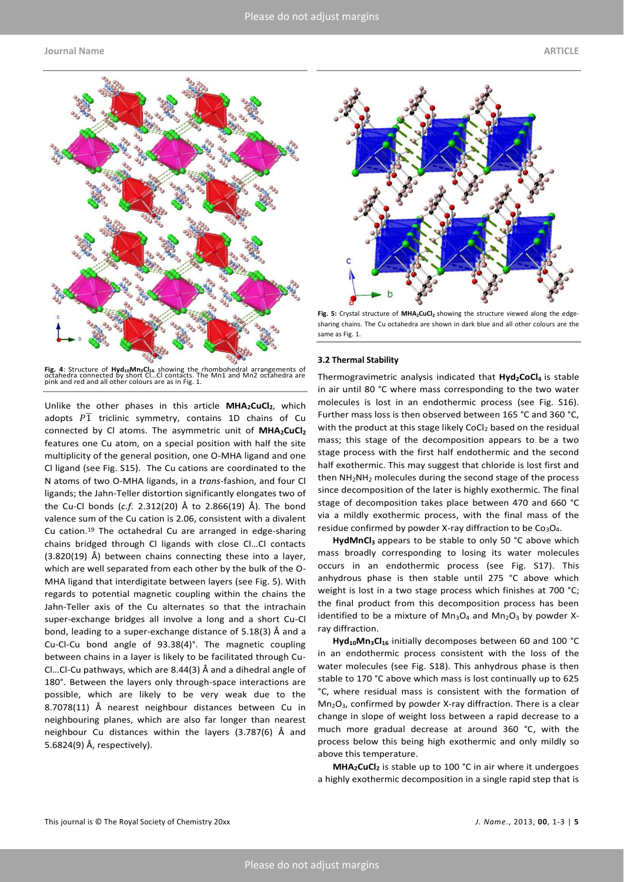**Fig. 4**: Structure of **$Hyd_{10}Mn_3Cl_{16}$** showing the rhombohedral arrangements of octahedra connected by short Cl...Cl contacts. The Mn1 and Mn2 octahedra are pink and red and all other colours are as in Fig. 1.

Unlike the other phases in this article **$MHA_2CuCl_2$**, which adopts $P\bar{1}$ triclinic symmetry, contains 1D chains of Cu connected by Cl atoms. The asymmetric unit of **$MHA_2CuCl_2$** features one Cu atom, on a special position with half the site multiplicity of the general position, one O-MHA ligand and one Cl ligand (see Fig. S15). The Cu cations are coordinated to the N atoms of two O-MHA ligands, in a *trans*-fashion, and four Cl ligands; the Jahn-Teller distortion significantly elongates two of the Cu-Cl bonds (*c.f.* 2.312(20) Å to 2.866(19) Å). The bond valence sum of the Cu cation is 2.06, consistent with a divalent Cu cation.[19] The octahedral Cu are arranged in edge-sharing chains bridged through Cl ligands with close Cl...Cl contacts (3.820(19) Å) between chains connecting these into a layer, which are well separated from each other by the bulk of the O-MHA ligand that interdigitate between layers (see Fig. 5). With regards to potential magnetic coupling within the chains the Jahn-Teller axis of the Cu alternates so that the intrachain super-exchange bridges all involve a long and a short Cu-Cl bond, leading to a super-exchange distance of 5.18(3) Å and a Cu-Cl-Cu bond angle of 93.38(4)°. The magnetic coupling between chains in a layer is likely to be facilitated through Cu-Cl...Cl-Cu pathways, which are 8.44(3) Å and a dihedral angle of 180°. Between the layers only through-space interactions are possible, which are likely to be very weak due to the 8.7078(11) Å nearest neighbour distances between Cu in neighbouring planes, which are also far longer than nearest neighbour Cu distances within the layers (3.787(6) Å and 5.6824(9) Å, respectively).

**Fig. 5:** Crystal structure of **$MHA_2CuCl_2$** showing the structure viewed along the edge-sharing chains. The Cu octahedra are shown in dark blue and all other colours are the same as Fig. 1.

### 3.2 Thermal Stability

Thermogravimetric analysis indicated that **$Hyd_2CoCl_4$** is stable in air until 80 °C where mass corresponding to the two water molecules is lost in an endothermic process (see Fig. S16). Further mass loss is then observed between 165 °C and 360 °C, with the product at this stage likely $CoCl_2$ based on the residual mass; this stage of the decomposition appears to be a two stage process with the first half endothermic and the second half exothermic. This may suggest that chloride is lost first and then $NH_2NH_2$ molecules during the second stage of the process since decomposition of the later is highly exothermic. The final stage of decomposition takes place between 470 and 660 °C via a mildly exothermic process, with the final mass of the residue confirmed by powder X-ray diffraction to be $Co_3O_4$.

**$HydMnCl_3$** appears to be stable to only 50 °C above which mass broadly corresponding to losing its water molecules occurs in an endothermic process (see Fig. S17). This anhydrous phase is then stable until 275 °C above which weight is lost in a two stage process which finishes at 700 °C; the final product from this decomposition process has been identified to be a mixture of $Mn_3O_4$ and $Mn_2O_3$ by powder X-ray diffraction.

**$Hyd_{10}Mn_3Cl_{16}$** initially decomposes between 60 and 100 °C in an endothermic process consistent with the loss of the water molecules (see Fig. S18). This anhydrous phase is then stable to 170 °C above which mass is lost continually up to 625 °C, where residual mass is consistent with the formation of $Mn_2O_3$, confirmed by powder X-ray diffraction. There is a clear change in slope of weight loss between a rapid decrease to a much more gradual decrease at around 360 °C, with the process below this being high exothermic and only mildly so above this temperature.

**$MHA_2CuCl_2$** is stable up to 100 °C in air where it undergoes a highly exothermic decomposition in a single rapid step that is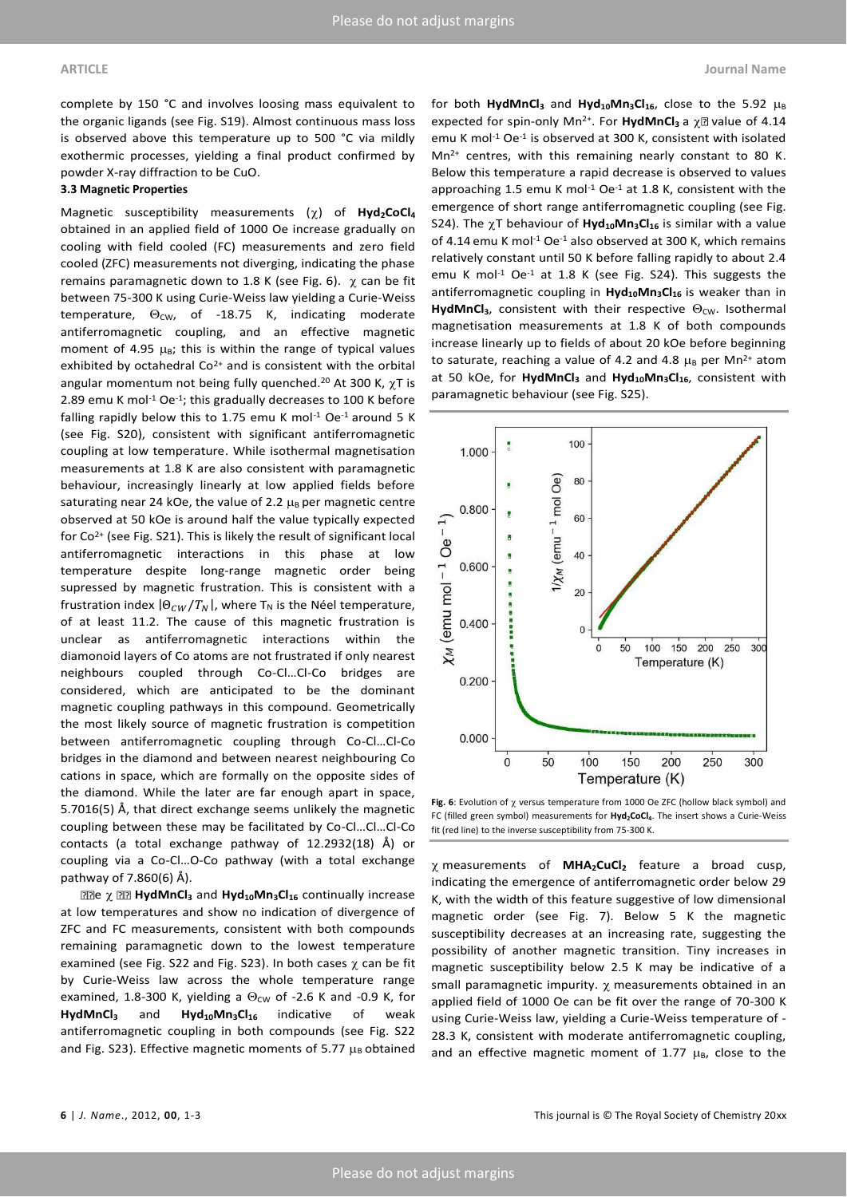complete by 150 °C and involves loosing mass equivalent to the organic ligands (see Fig. S19). Almost continuous mass loss is observed above this temperature up to 500 °C via mildly exothermic processes, yielding a final product confirmed by powder X-ray diffraction to be CuO.

### 3.3 Magnetic Properties

Magnetic susceptibility measurements ($\chi$) of **$Hyd_2CoCl_4$** obtained in an applied field of 1000 Oe increase gradually on cooling with field cooled (FC) measurements and zero field cooled (ZFC) measurements not diverging, indicating the phase remains paramagnetic down to 1.8 K (see Fig. 6). $\chi$ can be fit between 75-300 K using Curie-Weiss law yielding a Curie-Weiss temperature, $\Theta_{CW}$, of -18.75 K, indicating moderate antiferromagnetic coupling, and an effective magnetic moment of 4.95 $\mu_B$; this is within the range of typical values exhibited by octahedral $Co^{2+}$ and is consistent with the orbital angular momentum not being fully quenched.[20] At 300 K, $\chi T$ is 2.89 emu K mol$^{-1}$ Oe$^{-1}$; this gradually decreases to 100 K before falling rapidly below this to 1.75 emu K mol$^{-1}$ Oe$^{-1}$ around 5 K (see Fig. S20), consistent with significant antiferromagnetic coupling at low temperature. While isothermal magnetisation measurements at 1.8 K are also consistent with paramagnetic behaviour, increasingly linearly at low applied fields before saturating near 24 kOe, the value of 2.2 $\mu_B$ per magnetic centre observed at 50 kOe is around half the value typically expected for $Co^{2+}$ (see Fig. S21). This is likely the result of significant local antiferromagnetic interactions in this phase at low temperature despite long-range magnetic order being supressed by magnetic frustration. This is consistent with a frustration index $|\Theta_{CW}/T_N|$, where $T_N$ is the Néel temperature, of at least 11.2. The cause of this magnetic frustration is unclear as antiferromagnetic interactions within the diamonoid layers of Co atoms are not frustrated if only nearest neighbours coupled through Co-Cl…Cl-Co bridges are considered, which are anticipated to be the dominant magnetic coupling pathways in this compound. Geometrically the most likely source of magnetic frustration is competition between antiferromagnetic coupling through Co-Cl…Cl-Co bridges in the diamond and between nearest neighbouring Co cations in space, which are formally on the opposite sides of the diamond. While the later are far enough apart in space, 5.7016(5) Å, that direct exchange seems unlikely the magnetic coupling between these may be facilitated by Co-Cl…Cl…Cl-Co contacts (a total exchange pathway of 12.2932(18) Å) or coupling via a Co-Cl…O-Co pathway (with a total exchange pathway of 7.860(6) Å).

The $\chi$ of **$HydMnCl_3$** and **$Hyd_{10}Mn_3Cl_{16}$** continually increase at low temperatures and show no indication of divergence of ZFC and FC measurements, consistent with both compounds remaining paramagnetic down to the lowest temperature examined (see Fig. S22 and Fig. S23). In both cases $\chi$ can be fit by Curie-Weiss law across the whole temperature range examined, 1.8-300 K, yielding a $\Theta_{CW}$ of -2.6 K and -0.9 K, for **$HydMnCl_3$** and **$Hyd_{10}Mn_3Cl_{16}$** indicative of weak antiferromagnetic coupling in both compounds (see Fig. S22 and Fig. S23). Effective magnetic moments of 5.77 $\mu_B$ obtained for both **$HydMnCl_3$** and **$Hyd_{10}Mn_3Cl_{16}$**, close to the 5.92 $\mu_B$ expected for spin-only $Mn^{2+}$. For **$HydMnCl_3$** a $\chi T$ value of 4.14 emu K mol$^{-1}$ Oe$^{-1}$ is observed at 300 K, consistent with isolated $Mn^{2+}$ centres, with this remaining nearly constant to 80 K. Below this temperature a rapid decrease is observed to values approaching 1.5 emu K mol$^{-1}$ Oe$^{-1}$ at 1.8 K, consistent with the emergence of short range antiferromagnetic coupling (see Fig. S24). The $\chi T$ behaviour of **$Hyd_{10}Mn_3Cl_{16}$** is similar with a value of 4.14 emu K mol$^{-1}$ Oe$^{-1}$ also observed at 300 K, which remains relatively constant until 50 K before falling rapidly to about 2.4 emu K mol$^{-1}$ Oe$^{-1}$ at 1.8 K (see Fig. S24). This suggests the antiferromagnetic coupling in **$Hyd_{10}Mn_3Cl_{16}$** is weaker than in **$HydMnCl_3$**, consistent with their respective $\Theta_{CW}$. Isothermal magnetisation measurements at 1.8 K of both compounds increase linearly up to fields of about 20 kOe before beginning to saturate, reaching a value of 4.2 and 4.8 $\mu_B$ per $Mn^{2+}$ atom at 50 kOe, for **$HydMnCl_3$** and **$Hyd_{10}Mn_3Cl_{16}$**, consistent with paramagnetic behaviour (see Fig. S25).

**Fig. 6**: Evolution of $\chi$ versus temperature from 1000 Oe ZFC (hollow black symbol) and FC (filled green symbol) measurements for **$Hyd_2CoCl_4$**. The insert shows a Curie-Weiss fit (red line) to the inverse susceptibility from 75-300 K.

$\chi$ measurements of **$MHA_2CuCl_2$** feature a broad cusp, indicating the emergence of antiferromagnetic order below 29 K, with the width of this feature suggestive of low dimensional magnetic order (see Fig. 7). Below 5 K the magnetic susceptibility decreases at an increasing rate, suggesting the possibility of another magnetic transition. Tiny increases in magnetic susceptibility below 2.5 K may be indicative of a small paramagnetic impurity. $\chi$ measurements obtained in an applied field of 1000 Oe can be fit over the range of 70-300 K using Curie-Weiss law, yielding a Curie-Weiss temperature of -28.3 K, consistent with moderate antiferromagnetic coupling, and an effective magnetic moment of 1.77 $\mu_B$, close to the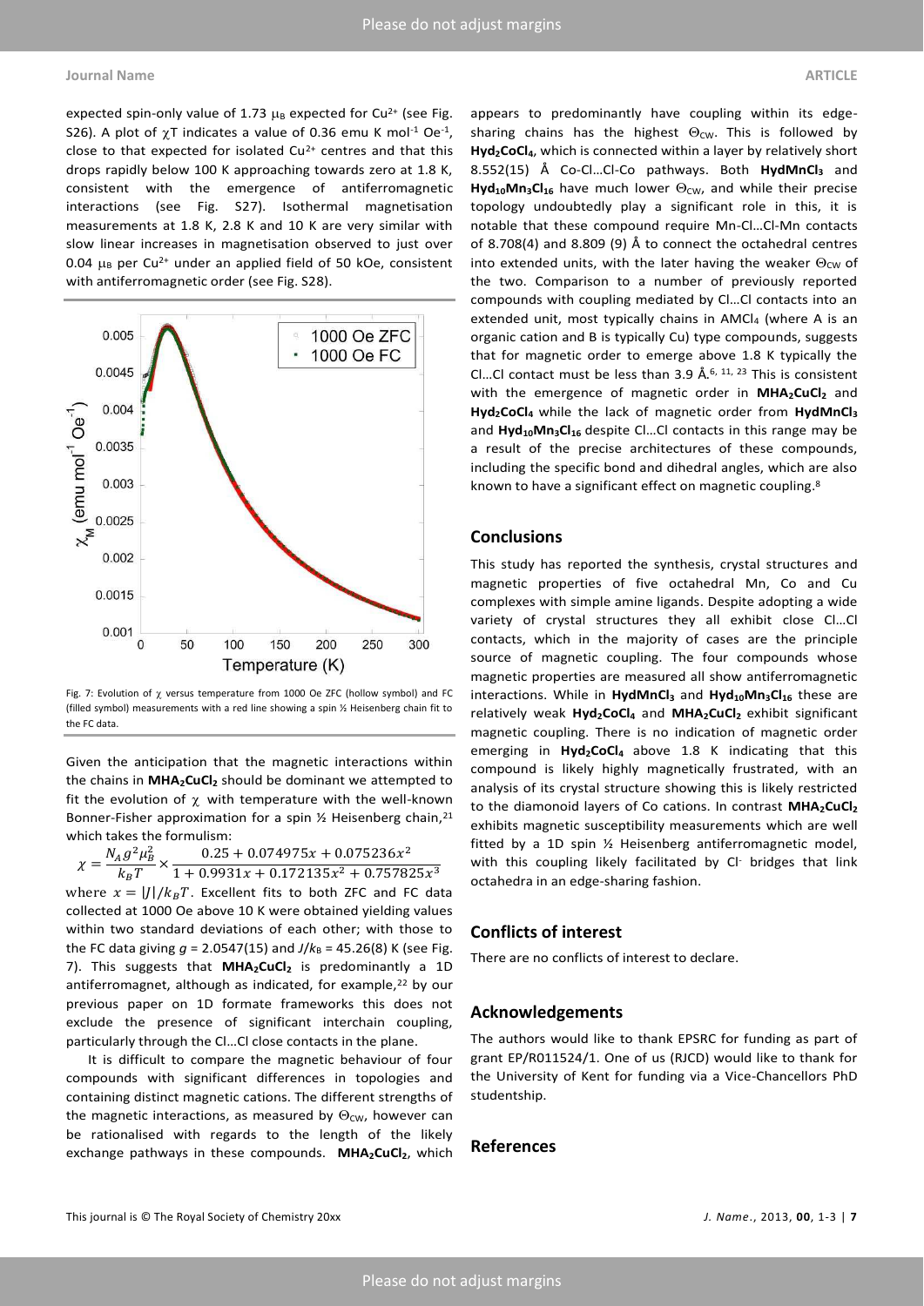expected spin-only value of 1.73 $\mu_B$ expected for $Cu^{2+}$ (see Fig. S26). A plot of $\chi T$ indicates a value of 0.36 emu K mol$^{-1}$ Oe$^{-1}$, close to that expected for isolated $Cu^{2+}$ centres and that this drops rapidly below 100 K approaching towards zero at 1.8 K, consistent with the emergence of antiferromagnetic interactions (see Fig. S27). Isothermal magnetisation measurements at 1.8 K, 2.8 K and 10 K are very similar with slow linear increases in magnetisation observed to just over 0.04 $\mu_B$ per $Cu^{2+}$ under an applied field of 50 kOe, consistent with antiferromagnetic order (see Fig. S28).

Fig. 7: Evolution of $\chi$ versus temperature from 1000 Oe ZFC (hollow symbol) and FC (filled symbol) measurements with a red line showing a spin ½ Heisenberg chain fit to the FC data.

Given the anticipation that the magnetic interactions within the chains in **$MHA_2CuCl_2$** should be dominant we attempted to fit the evolution of $\chi$ with temperature with the well-known Bonner-Fisher approximation for a spin ½ Heisenberg chain,[21] which takes the formulism:

$$\chi = \frac{N_A g^2 \mu_B^2}{k_B T} \times \frac{0.25 + 0.074975x + 0.075236x^2}{1 + 0.9931x + 0.172135x^2 + 0.757825x^3}$$

where $x = |J|/k_B T$. Excellent fits to both ZFC and FC data collected at 1000 Oe above 10 K were obtained yielding values within two standard deviations of each other; with those to the FC data giving $g$ = 2.0547(15) and $J/k_B$ = 45.26(8) K (see Fig. 7). This suggests that **$MHA_2CuCl_2$** is predominantly a 1D antiferromagnet, although as indicated, for example,[22] by our previous paper on 1D formate frameworks this does not exclude the presence of significant interchain coupling, particularly through the Cl…Cl close contacts in the plane.

It is difficult to compare the magnetic behaviour of four compounds with significant differences in topologies and containing distinct magnetic cations. The different strengths of the magnetic interactions, as measured by $\Theta_{CW}$, however can be rationalised with regards to the length of the likely exchange pathways in these compounds. **$MHA_2CuCl_2$**, which appears to predominantly have coupling within its edge-sharing chains has the highest $\Theta_{CW}$. This is followed by **$Hyd_2CoCl_4$**, which is connected within a layer by relatively short 8.552(15) Å Co-Cl…Cl-Co pathways. Both **$HydMnCl_3$** and **$Hyd_{10}Mn_3Cl_{16}$** have much lower $\Theta_{CW}$, and while their precise topology undoubtedly play a significant role in this, it is notable that these compound require Mn-Cl…Cl-Mn contacts of 8.708(4) and 8.809 (9) Å to connect the octahedral centres into extended units, with the later having the weaker $\Theta_{CW}$ of the two. Comparison to a number of previously reported compounds with coupling mediated by Cl…Cl contacts into an extended unit, most typically chains in $AMCl_4$ (where A is an organic cation and B is typically Cu) type compounds, suggests that for magnetic order to emerge above 1.8 K typically the Cl…Cl contact must be less than 3.9 Å.[6, 11, 23] This is consistent with the emergence of magnetic order in **$MHA_2CuCl_2$** and **$Hyd_2CoCl_4$** while the lack of magnetic order from **$HydMnCl_3$** and **$Hyd_{10}Mn_3Cl_{16}$** despite Cl…Cl contacts in this range may be a result of the precise architectures of these compounds, including the specific bond and dihedral angles, which are also known to have a significant effect on magnetic coupling.[8]

## Conclusions

This study has reported the synthesis, crystal structures and magnetic properties of five octahedral Mn, Co and Cu complexes with simple amine ligands. Despite adopting a wide variety of crystal structures they all exhibit close Cl…Cl contacts, which in the majority of cases are the principle source of magnetic coupling. The four compounds whose magnetic properties are measured all show antiferromagnetic interactions. While in **$HydMnCl_3$** and **$Hyd_{10}Mn_3Cl_{16}$** these are relatively weak **$Hyd_2CoCl_4$** and **$MHA_2CuCl_2$** exhibit significant magnetic coupling. There is no indication of magnetic order emerging in **$Hyd_2CoCl_4$** above 1.8 K indicating that this compound is likely highly magnetically frustrated, with an analysis of its crystal structure showing this is likely restricted to the diamonoid layers of Co cations. In contrast **$MHA_2CuCl_2$** exhibits magnetic susceptibility measurements which are well fitted by a 1D spin ½ Heisenberg antiferromagnetic model, with this coupling likely facilitated by $Cl^-$ bridges that link octahedra in an edge-sharing fashion.

## Conflicts of interest

There are no conflicts of interest to declare.

## Acknowledgements

The authors would like to thank EPSRC for funding as part of grant EP/R011524/1. One of us (RJCD) would like to thank for the University of Kent for funding via a Vice-Chancellors PhD studentship.

## References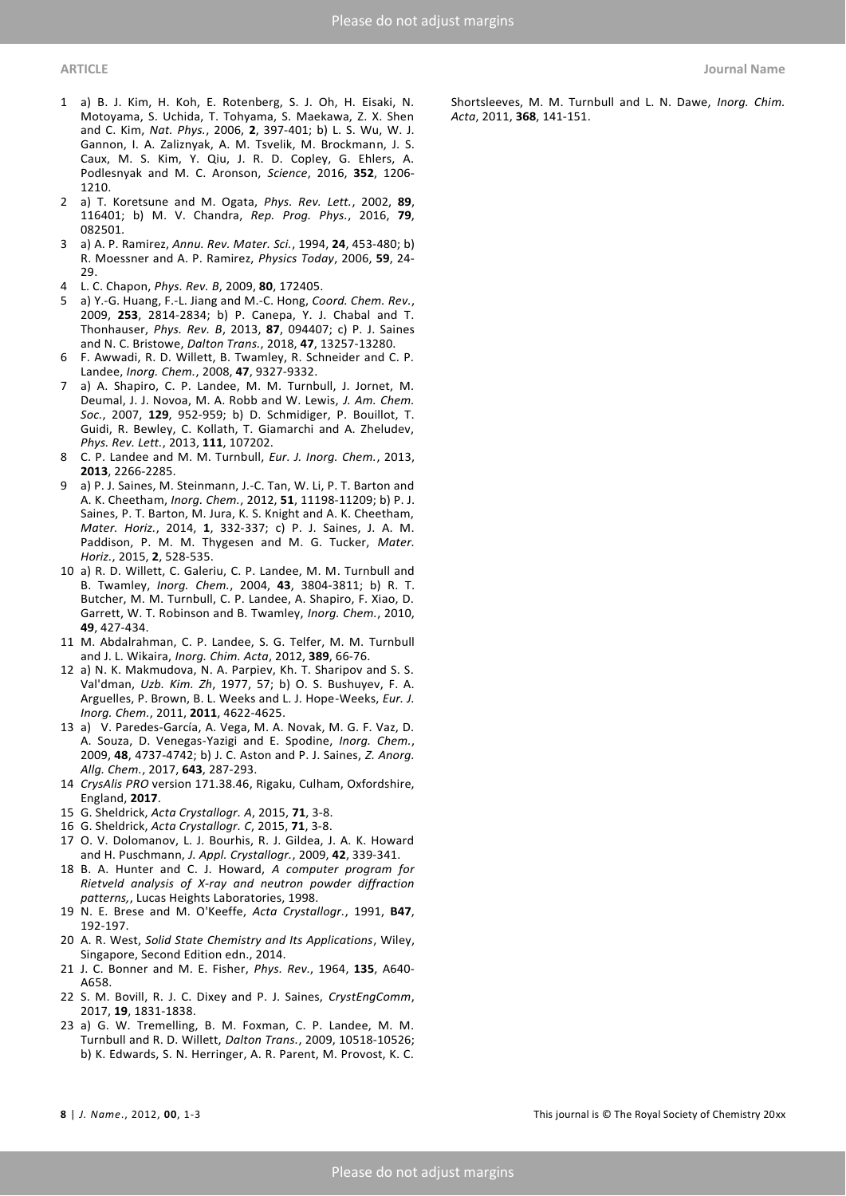1 a) B. J. Kim, H. Koh, E. Rotenberg, S. J. Oh, H. Eisaki, N. Motoyama, S. Uchida, T. Tohyama, S. Maekawa, Z. X. Shen and C. Kim, *Nat. Phys.*, 2006, **2**, 397-401; b) L. S. Wu, W. J. Gannon, I. A. Zaliznyak, A. M. Tsvelik, M. Brockmann, J. S. Caux, M. S. Kim, Y. Qiu, J. R. D. Copley, G. Ehlers, A. Podlesnyak and M. C. Aronson, *Science*, 2016, **352**, 1206-1210.

2 a) T. Koretsune and M. Ogata, *Phys. Rev. Lett.*, 2002, **89**, 116401; b) M. V. Chandra, *Rep. Prog. Phys.*, 2016, **79**, 082501.

3 a) A. P. Ramirez, *Annu. Rev. Mater. Sci.*, 1994, **24**, 453-480; b) R. Moessner and A. P. Ramirez, *Physics Today*, 2006, **59**, 24-29.

4 L. C. Chapon, *Phys. Rev. B*, 2009, **80**, 172405.

5 a) Y.-G. Huang, F.-L. Jiang and M.-C. Hong, *Coord. Chem. Rev.*, 2009, **253**, 2814-2834; b) P. Canepa, Y. J. Chabal and T. Thonhauser, *Phys. Rev. B*, 2013, **87**, 094407; c) P. J. Saines and N. C. Bristowe, *Dalton Trans.*, 2018, **47**, 13257-13280.

6 F. Awwadi, R. D. Willett, B. Twamley, R. Schneider and C. P. Landee, *Inorg. Chem.*, 2008, **47**, 9327-9332.

7 a) A. Shapiro, C. P. Landee, M. M. Turnbull, J. Jornet, M. Deumal, J. J. Novoa, M. A. Robb and W. Lewis, *J. Am. Chem. Soc.*, 2007, **129**, 952-959; b) D. Schmidiger, P. Bouillot, T. Guidi, R. Bewley, C. Kollath, T. Giamarchi and A. Zheludev, *Phys. Rev. Lett.*, 2013, **111**, 107202.

8 C. P. Landee and M. M. Turnbull, *Eur. J. Inorg. Chem.*, 2013, **2013**, 2266-2285.

9 a) P. J. Saines, M. Steinmann, J.-C. Tan, W. Li, P. T. Barton and A. K. Cheetham, *Inorg. Chem.*, 2012, **51**, 11198-11209; b) P. J. Saines, P. T. Barton, M. Jura, K. S. Knight and A. K. Cheetham, *Mater. Horiz.*, 2014, **1**, 332-337; c) P. J. Saines, J. A. M. Paddison, P. M. M. Thygesen and M. G. Tucker, *Mater. Horiz.*, 2015, **2**, 528-535.

10 a) R. D. Willett, C. Galeriu, C. P. Landee, M. M. Turnbull and B. Twamley, *Inorg. Chem.*, 2004, **43**, 3804-3811; b) R. T. Butcher, M. M. Turnbull, C. P. Landee, A. Shapiro, F. Xiao, D. Garrett, W. T. Robinson and B. Twamley, *Inorg. Chem.*, 2010, **49**, 427-434.

11 M. Abdalrahman, C. P. Landee, S. G. Telfer, M. M. Turnbull and J. L. Wikaira, *Inorg. Chim. Acta*, 2012, **389**, 66-76.

12 a) N. K. Makmudova, N. A. Parpiev, Kh. T. Sharipov and S. S. Val'dman, *Uzb. Kim. Zh*, 1977, 57; b) O. S. Bushuyev, F. A. Arguelles, P. Brown, B. L. Weeks and L. J. Hope-Weeks, *Eur. J. Inorg. Chem.*, 2011, **2011**, 4622-4625.

13 a) V. Paredes-García, A. Vega, M. A. Novak, M. G. F. Vaz, D. A. Souza, D. Venegas-Yazigi and E. Spodine, *Inorg. Chem.*, 2009, **48**, 4737-4742; b) J. C. Aston and P. J. Saines, *Z. Anorg. Allg. Chem.*, 2017, **643**, 287-293.

14 *CrysAlis PRO* version 171.38.46, Rigaku, Culham, Oxfordshire, England, **2017**.

15 G. Sheldrick, *Acta Crystallogr. A*, 2015, **71**, 3-8.

16 G. Sheldrick, *Acta Crystallogr. C*, 2015, **71**, 3-8.

17 O. V. Dolomanov, L. J. Bourhis, R. J. Gildea, J. A. K. Howard and H. Puschmann, *J. Appl. Crystallogr.*, 2009, **42**, 339-341.

18 B. A. Hunter and C. J. Howard, *A computer program for Rietveld analysis of X-ray and neutron powder diffraction patterns,*, Lucas Heights Laboratories, 1998.

19 N. E. Brese and M. O'Keeffe, *Acta Crystallogr.*, 1991, **B47**, 192-197.

20 A. R. West, *Solid State Chemistry and Its Applications*, Wiley, Singapore, Second Edition edn., 2014.

21 J. C. Bonner and M. E. Fisher, *Phys. Rev.*, 1964, **135**, A640-A658.

22 S. M. Bovill, R. J. C. Dixey and P. J. Saines, *CrystEngComm*, 2017, **19**, 1831-1838.

23 a) G. W. Tremelling, B. M. Foxman, C. P. Landee, M. M. Turnbull and R. D. Willett, *Dalton Trans.*, 2009, 10518-10526; b) K. Edwards, S. N. Herringer, A. R. Parent, M. Provost, K. C. Shortsleeves, M. M. Turnbull and L. N. Dawe, *Inorg. Chim. Acta*, 2011, **368**, 141-151.